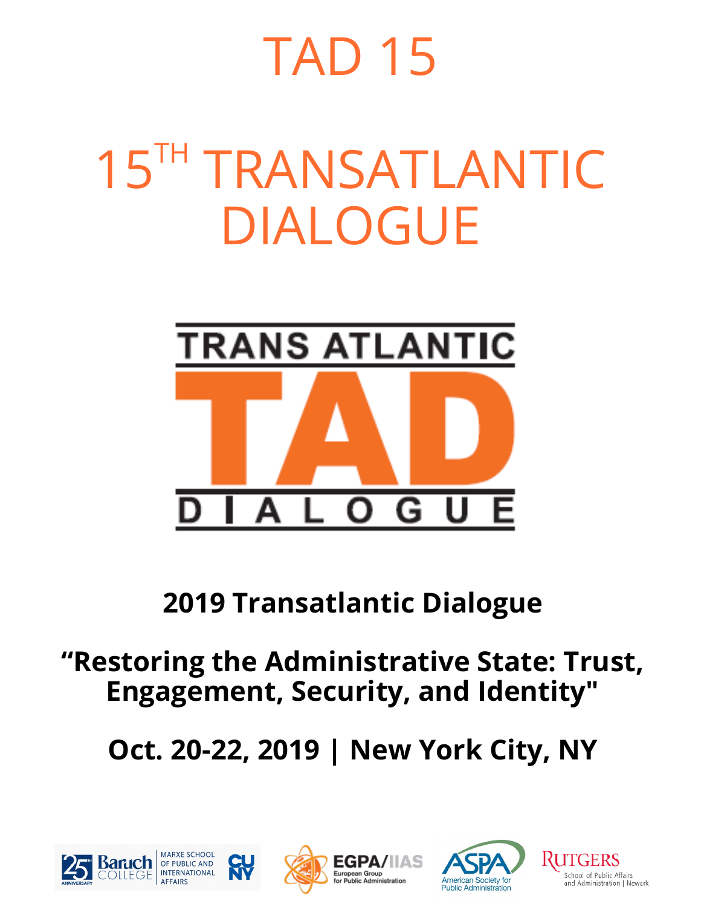# TAD 15

# 15TH TRANSATLANTIC DIALOGUE

TRANS ATLANTIC

TAD

DIALOGUE

**2019 Transatlantic Dialogue**

**“Restoring the Administrative State: Trust, Engagement, Security, and Identity"**

**Oct. 20-22, 2019 | New York City, NY**

25TH ANNIVERSARY Baruch COLLEGE MARXE SCHOOL OF PUBLIC AND INTERNATIONAL AFFAIRS CUNY

EGPA/IIAS European Group for Public Administration

ASPA American Society for Public Administration

RUTGERS School of Public Affairs and Administration | Newark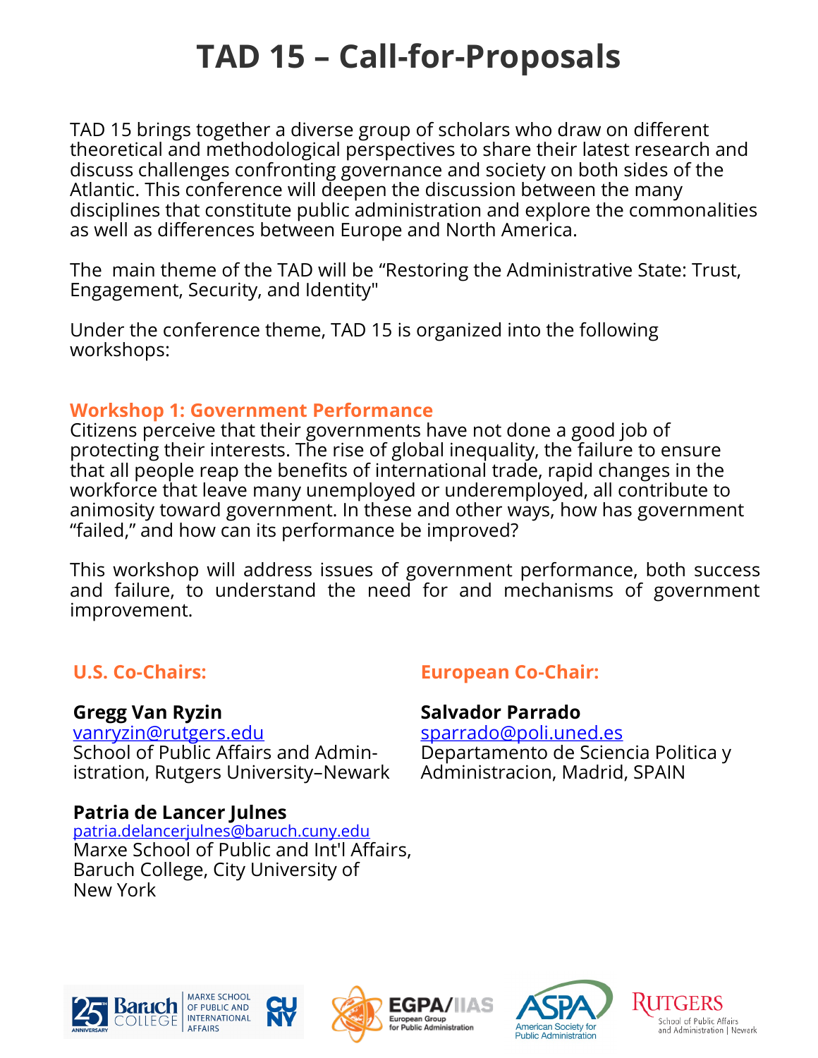# TAD 15 – Call-for-Proposals

TAD 15 brings together a diverse group of scholars who draw on different theoretical and methodological perspectives to share their latest research and discuss challenges confronting governance and society on both sides of the Atlantic. This conference will deepen the discussion between the many disciplines that constitute public administration and explore the commonalities as well as differences between Europe and North America.

The main theme of the TAD will be "Restoring the Administrative State: Trust, Engagement, Security, and Identity"

Under the conference theme, TAD 15 is organized into the following workshops:

## Workshop 1: Government Performance

Citizens perceive that their governments have not done a good job of protecting their interests. The rise of global inequality, the failure to ensure that all people reap the benefits of international trade, rapid changes in the workforce that leave many unemployed or underemployed, all contribute to animosity toward government. In these and other ways, how has government "failed," and how can its performance be improved?

This workshop will address issues of government performance, both success and failure, to understand the need for and mechanisms of government improvement.

### U.S. Co-Chairs:

**Gregg Van Ryzin**
vanryzin@rutgers.edu
School of Public Affairs and Administration, Rutgers University–Newark

**Patria de Lancer Julnes**
patria.delancerjulnes@baruch.cuny.edu
Marxe School of Public and Int'l Affairs, Baruch College, City University of New York

### European Co-Chair:

**Salvador Parrado**
sparrado@poli.uned.es
Departamento de Sciencia Politica y Administracion, Madrid, SPAIN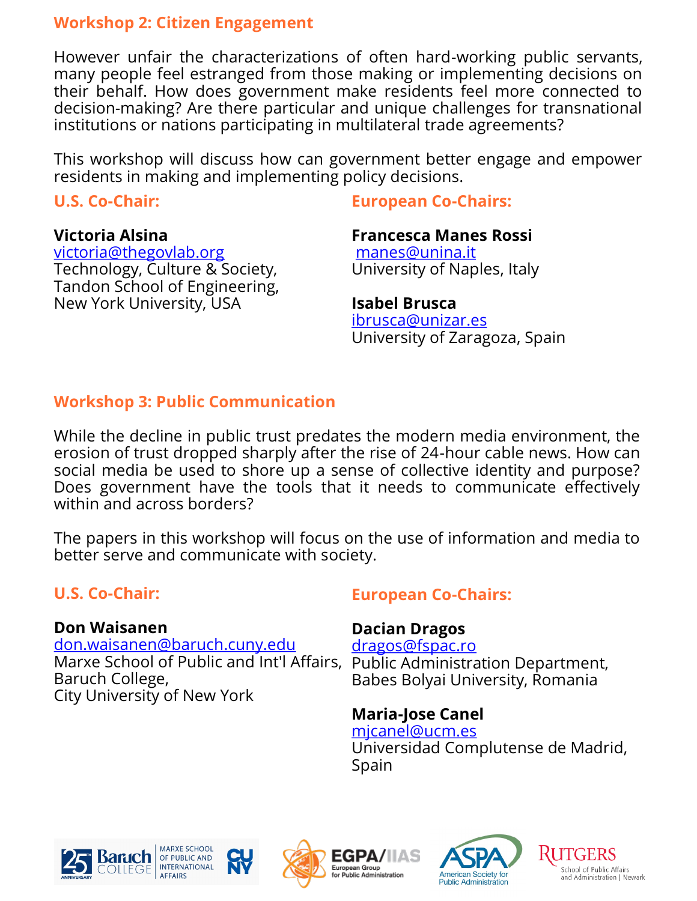## Workshop 2: Citizen Engagement

However unfair the characterizations of often hard-working public servants, many people feel estranged from those making or implementing decisions on their behalf. How does government make residents feel more connected to decision-making? Are there particular and unique challenges for transnational institutions or nations participating in multilateral trade agreements?

This workshop will discuss how can government better engage and empower residents in making and implementing policy decisions.

### U.S. Co-Chair:

**Victoria Alsina**
victoria@thegovlab.org
Technology, Culture & Society,
Tandon School of Engineering,
New York University, USA

### European Co-Chairs:

**Francesca Manes Rossi**
manes@unina.it
University of Naples, Italy

**Isabel Brusca**
ibrusca@unizar.es
University of Zaragoza, Spain

## Workshop 3: Public Communication

While the decline in public trust predates the modern media environment, the erosion of trust dropped sharply after the rise of 24-hour cable news. How can social media be used to shore up a sense of collective identity and purpose? Does government have the tools that it needs to communicate effectively within and across borders?

The papers in this workshop will focus on the use of information and media to better serve and communicate with society.

### U.S. Co-Chair:

**Don Waisanen**
don.waisanen@baruch.cuny.edu
Marxe School of Public and Int'l Affairs,
Baruch College,
City University of New York

### European Co-Chairs:

**Dacian Dragos**
dragos@fspac.ro
Public Administration Department,
Babes Bolyai University, Romania

**Maria-Jose Canel**
mjcanel@ucm.es
Universidad Complutense de Madrid,
Spain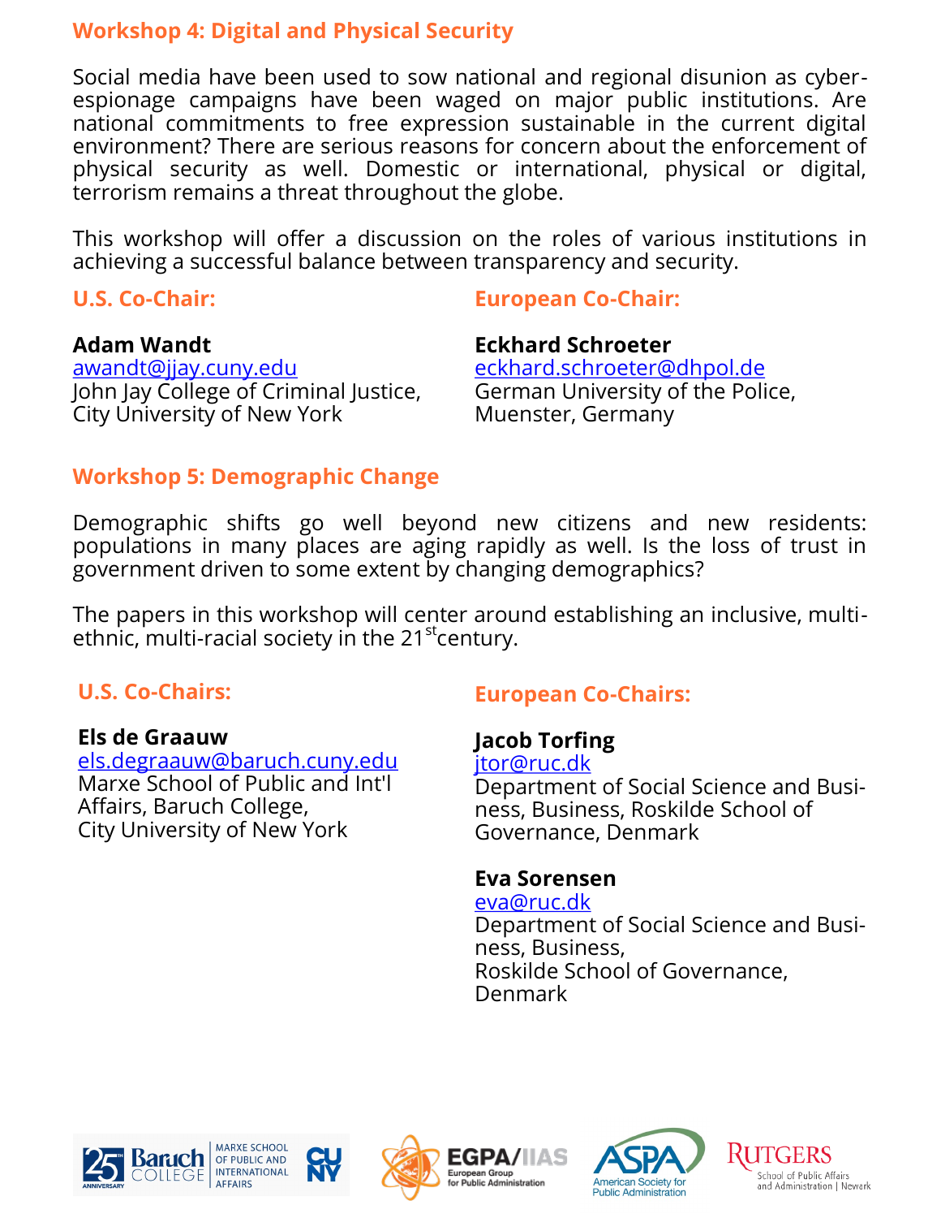## Workshop 4: Digital and Physical Security

Social media have been used to sow national and regional disunion as cyber-espionage campaigns have been waged on major public institutions. Are national commitments to free expression sustainable in the current digital environment? There are serious reasons for concern about the enforcement of physical security as well. Domestic or international, physical or digital, terrorism remains a threat throughout the globe.

This workshop will offer a discussion on the roles of various institutions in achieving a successful balance between transparency and security.

### U.S. Co-Chair:

**Adam Wandt**
awandt@jjay.cuny.edu
John Jay College of Criminal Justice, City University of New York

### European Co-Chair:

**Eckhard Schroeter**
eckhard.schroeter@dhpol.de
German University of the Police, Muenster, Germany

## Workshop 5: Demographic Change

Demographic shifts go well beyond new citizens and new residents: populations in many places are aging rapidly as well. Is the loss of trust in government driven to some extent by changing demographics?

The papers in this workshop will center around establishing an inclusive, multi-ethnic, multi-racial society in the 21$^{st}$century.

### U.S. Co-Chairs:

**Els de Graauw**
els.degraauw@baruch.cuny.edu
Marxe School of Public and Int'l Affairs, Baruch College, City University of New York

### European Co-Chairs:

**Jacob Torfing**
jtor@ruc.dk
Department of Social Science and Business, Business, Roskilde School of Governance, Denmark

**Eva Sorensen**
eva@ruc.dk
Department of Social Science and Business, Business, Roskilde School of Governance, Denmark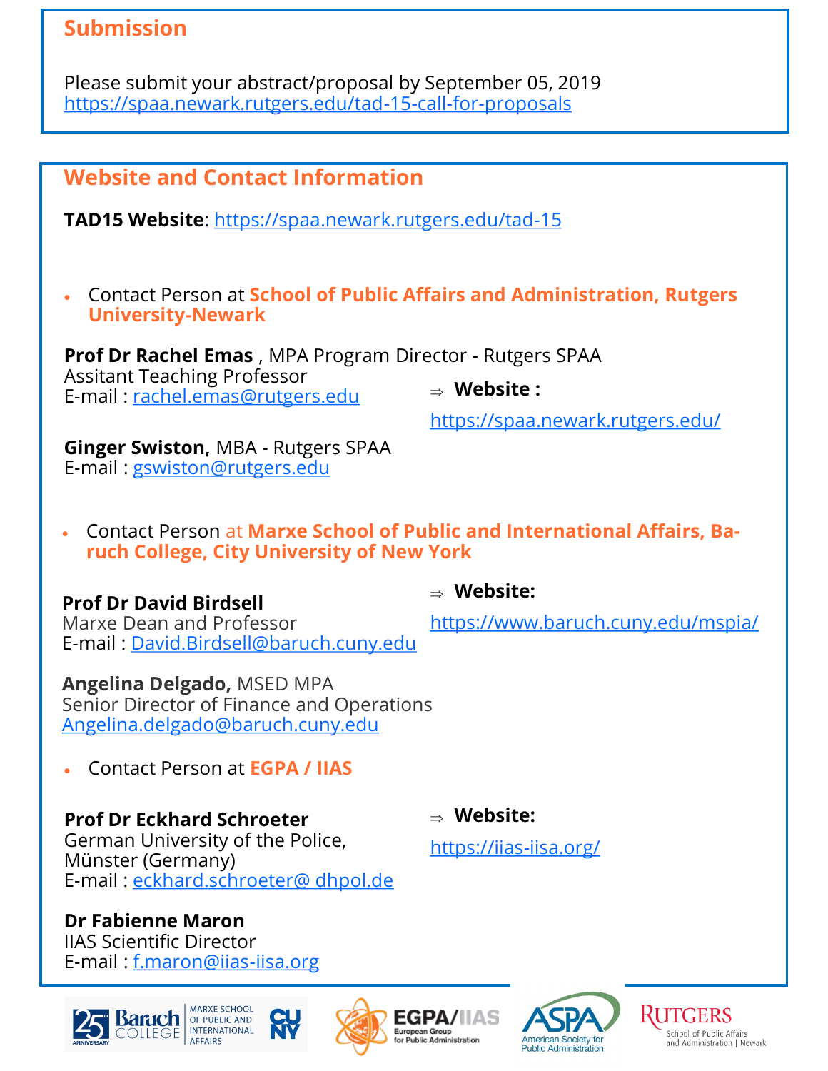## Submission

Please submit your abstract/proposal by September 05, 2019
https://spaa.newark.rutgers.edu/tad-15-call-for-proposals

## Website and Contact Information

**TAD15 Website**: https://spaa.newark.rutgers.edu/tad-15

- Contact Person at **School of Public Affairs and Administration, Rutgers University-Newark**

**Prof Dr Rachel Emas** , MPA Program Director - Rutgers SPAA
Assitant Teaching Professor
E-mail : rachel.emas@rutgers.edu

⇒ **Website :**
https://spaa.newark.rutgers.edu/

**Ginger Swiston,** MBA - Rutgers SPAA
E-mail : gswiston@rutgers.edu

- Contact Person at **Marxe School of Public and International Affairs, Baruch College, City University of New York**

**Prof Dr David Birdsell**
Marxe Dean and Professor
E-mail : David.Birdsell@baruch.cuny.edu

⇒ **Website:**
https://www.baruch.cuny.edu/mspia/

**Angelina Delgado,** MSED MPA
Senior Director of Finance and Operations
Angelina.delgado@baruch.cuny.edu

- Contact Person at **EGPA / IIAS**

**Prof Dr Eckhard Schroeter**
German University of the Police,
Münster (Germany)
E-mail : eckhard.schroeter@ dhpol.de

⇒ **Website:**
https://iias-iisa.org/

**Dr Fabienne Maron**
IIAS Scientific Director
E-mail : f.maron@iias-iisa.org

25th Anniversary Baruch College — Marxe School of Public and International Affairs — CUNY

EGPA/IIAS — European Group for Public Administration

ASPA — American Society for Public Administration

Rutgers — School of Public Affairs and Administration | Newark